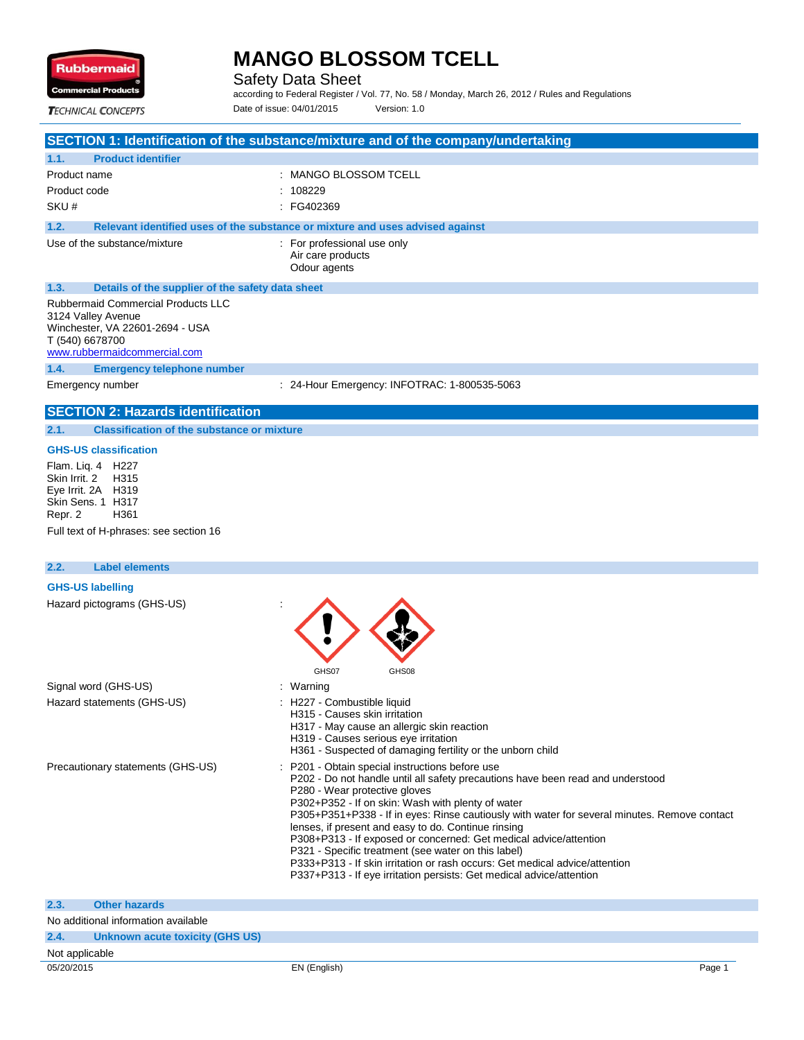# MANGO BLOSSOM TCELL

Safety Data Sheet

according to Federal Register / Vol. 77, No. 58 / Monday, March 26, 2012 / Rules and Regulations

Date of issue: 04/01/2015 Version: 1.0

## SECTION 1: Identification of the substance/mixture and of the company/undertaking

### 1.1. Product identifier

| | |
|---|---|
| Product name | : MANGO BLOSSOM TCELL |
| Product code | : 108229 |
| SKU # | : FG402369 |

### 1.2. Relevant identified uses of the substance or mixture and uses advised against

Use of the substance/mixture : For professional use only
Air care products
Odour agents

### 1.3. Details of the supplier of the safety data sheet

Rubbermaid Commercial Products LLC
3124 Valley Avenue
Winchester, VA 22601-2694 - USA
T (540) 6678700
www.rubbermaidcommercial.com

### 1.4. Emergency telephone number

Emergency number : 24-Hour Emergency: INFOTRAC: 1-800535-5063

## SECTION 2: Hazards identification

### 2.1. Classification of the substance or mixture

**GHS-US classification**

Flam. Liq. 4 H227
Skin Irrit. 2 H315
Eye Irrit. 2A H319
Skin Sens. 1 H317
Repr. 2 H361

Full text of H-phrases: see section 16

### 2.2. Label elements

**GHS-US labelling**

Hazard pictograms (GHS-US) : GHS07 GHS08

Signal word (GHS-US) : Warning

Hazard statements (GHS-US) :
H227 - Combustible liquid
H315 - Causes skin irritation
H317 - May cause an allergic skin reaction
H319 - Causes serious eye irritation
H361 - Suspected of damaging fertility or the unborn child

Precautionary statements (GHS-US) :
P201 - Obtain special instructions before use
P202 - Do not handle until all safety precautions have been read and understood
P280 - Wear protective gloves
P302+P352 - If on skin: Wash with plenty of water
P305+P351+P338 - If in eyes: Rinse cautiously with water for several minutes. Remove contact lenses, if present and easy to do. Continue rinsing
P308+P313 - If exposed or concerned: Get medical advice/attention
P321 - Specific treatment (see water on this label)
P333+P313 - If skin irritation or rash occurs: Get medical advice/attention
P337+P313 - If eye irritation persists: Get medical advice/attention

### 2.3. Other hazards

No additional information available

### 2.4. Unknown acute toxicity (GHS US)

Not applicable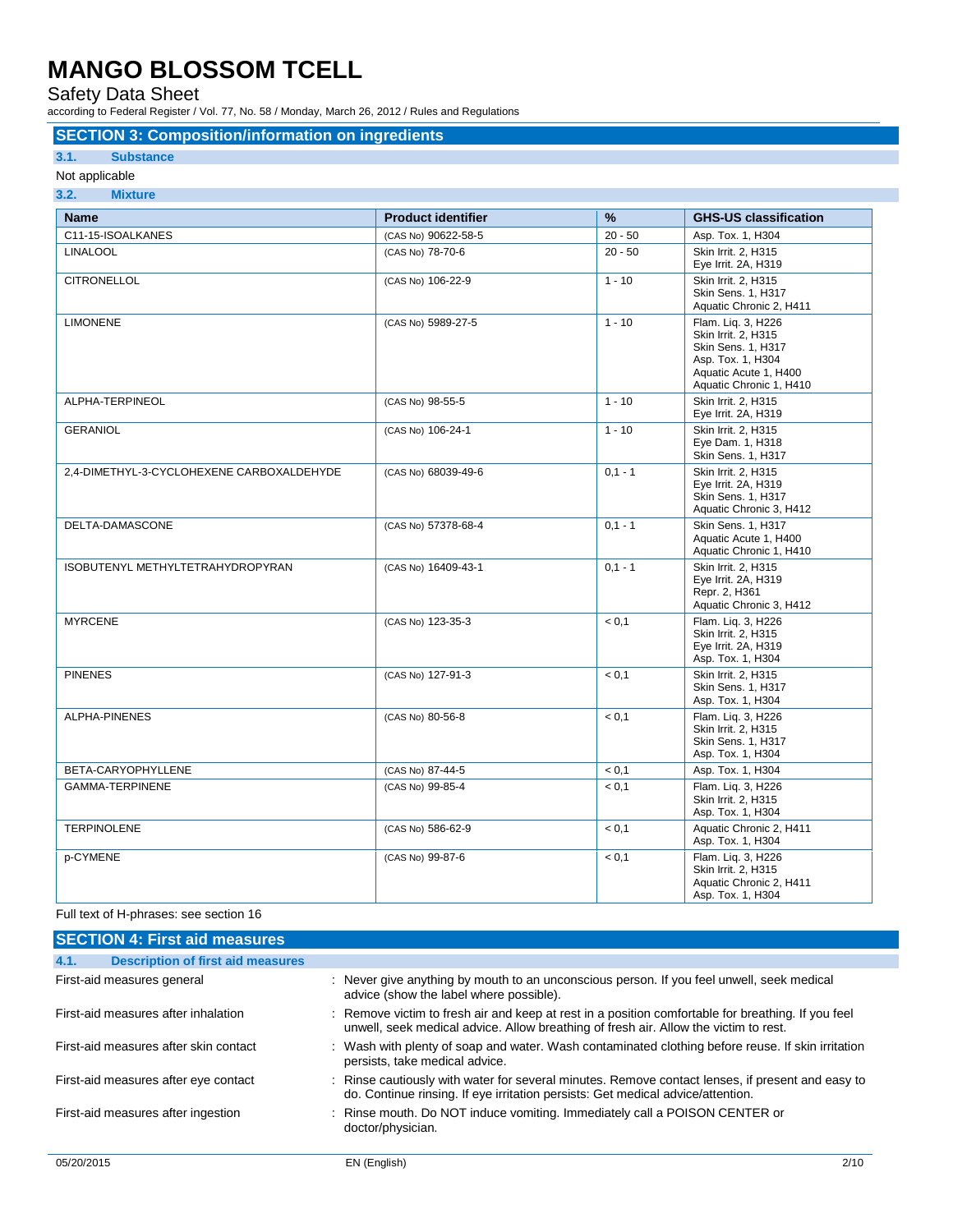## SECTION 3: Composition/information on ingredients

### 3.1. Substance

Not applicable

### 3.2. Mixture

| Name | Product identifier | % | GHS-US classification |
|---|---|---|---|
| C11-15-ISOALKANES | (CAS No) 90622-58-5 | 20 - 50 | Asp. Tox. 1, H304 |
| LINALOOL | (CAS No) 78-70-6 | 20 - 50 | Skin Irrit. 2, H315<br>Eye Irrit. 2A, H319 |
| CITRONELLOL | (CAS No) 106-22-9 | 1 - 10 | Skin Irrit. 2, H315<br>Skin Sens. 1, H317<br>Aquatic Chronic 2, H411 |
| LIMONENE | (CAS No) 5989-27-5 | 1 - 10 | Flam. Liq. 3, H226<br>Skin Irrit. 2, H315<br>Skin Sens. 1, H317<br>Asp. Tox. 1, H304<br>Aquatic Acute 1, H400<br>Aquatic Chronic 1, H410 |
| ALPHA-TERPINEOL | (CAS No) 98-55-5 | 1 - 10 | Skin Irrit. 2, H315<br>Eye Irrit. 2A, H319 |
| GERANIOL | (CAS No) 106-24-1 | 1 - 10 | Skin Irrit. 2, H315<br>Eye Dam. 1, H318<br>Skin Sens. 1, H317 |
| 2,4-DIMETHYL-3-CYCLOHEXENE CARBOXALDEHYDE | (CAS No) 68039-49-6 | 0,1 - 1 | Skin Irrit. 2, H315<br>Eye Irrit. 2A, H319<br>Skin Sens. 1, H317<br>Aquatic Chronic 3, H412 |
| DELTA-DAMASCONE | (CAS No) 57378-68-4 | 0,1 - 1 | Skin Sens. 1, H317<br>Aquatic Acute 1, H400<br>Aquatic Chronic 1, H410 |
| ISOBUTENYL METHYLTETRAHYDROPYRAN | (CAS No) 16409-43-1 | 0,1 - 1 | Skin Irrit. 2, H315<br>Eye Irrit. 2A, H319<br>Repr. 2, H361<br>Aquatic Chronic 3, H412 |
| MYRCENE | (CAS No) 123-35-3 | < 0,1 | Flam. Liq. 3, H226<br>Skin Irrit. 2, H315<br>Eye Irrit. 2A, H319<br>Asp. Tox. 1, H304 |
| PINENES | (CAS No) 127-91-3 | < 0,1 | Skin Irrit. 2, H315<br>Skin Sens. 1, H317<br>Asp. Tox. 1, H304 |
| ALPHA-PINENES | (CAS No) 80-56-8 | < 0,1 | Flam. Liq. 3, H226<br>Skin Irrit. 2, H315<br>Skin Sens. 1, H317<br>Asp. Tox. 1, H304 |
| BETA-CARYOPHYLLENE | (CAS No) 87-44-5 | < 0,1 | Asp. Tox. 1, H304 |
| GAMMA-TERPINENE | (CAS No) 99-85-4 | < 0,1 | Flam. Liq. 3, H226<br>Skin Irrit. 2, H315<br>Asp. Tox. 1, H304 |
| TERPINOLENE | (CAS No) 586-62-9 | < 0,1 | Aquatic Chronic 2, H411<br>Asp. Tox. 1, H304 |
| p-CYMENE | (CAS No) 99-87-6 | < 0,1 | Flam. Liq. 3, H226<br>Skin Irrit. 2, H315<br>Aquatic Chronic 2, H411<br>Asp. Tox. 1, H304 |

Full text of H-phrases: see section 16

## SECTION 4: First aid measures

### 4.1. Description of first aid measures

First-aid measures general : Never give anything by mouth to an unconscious person. If you feel unwell, seek medical advice (show the label where possible).

First-aid measures after inhalation : Remove victim to fresh air and keep at rest in a position comfortable for breathing. If you feel unwell, seek medical advice. Allow breathing of fresh air. Allow the victim to rest.

First-aid measures after skin contact : Wash with plenty of soap and water. Wash contaminated clothing before reuse. If skin irritation persists, take medical advice.

First-aid measures after eye contact : Rinse cautiously with water for several minutes. Remove contact lenses, if present and easy to do. Continue rinsing. If eye irritation persists: Get medical advice/attention.

First-aid measures after ingestion : Rinse mouth. Do NOT induce vomiting. Immediately call a POISON CENTER or doctor/physician.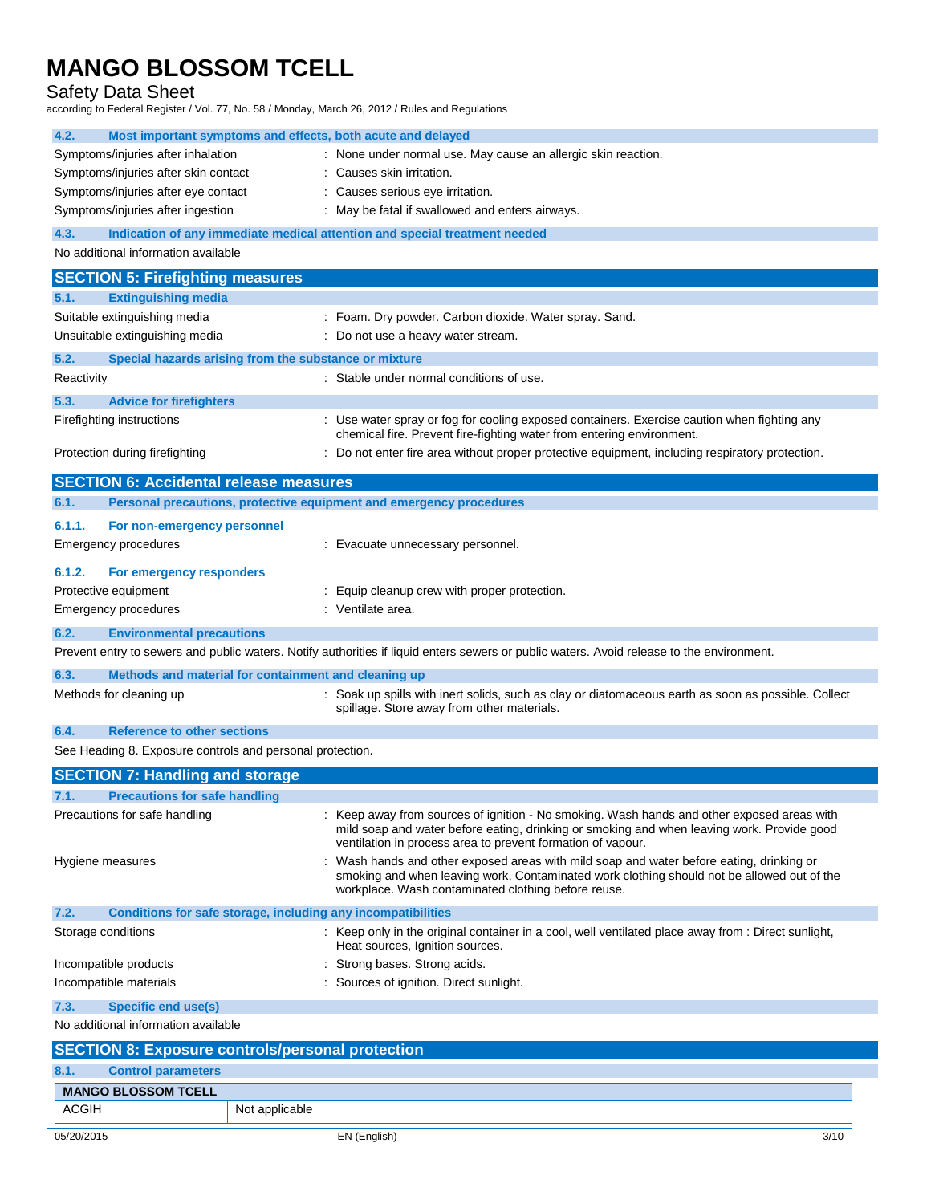### 4.2. Most important symptoms and effects, both acute and delayed

| | |
|---|---|
| Symptoms/injuries after inhalation | : None under normal use. May cause an allergic skin reaction. |
| Symptoms/injuries after skin contact | : Causes skin irritation. |
| Symptoms/injuries after eye contact | : Causes serious eye irritation. |
| Symptoms/injuries after ingestion | : May be fatal if swallowed and enters airways. |

### 4.3. Indication of any immediate medical attention and special treatment needed

No additional information available

## SECTION 5: Firefighting measures

### 5.1. Extinguishing media

| | |
|---|---|
| Suitable extinguishing media | : Foam. Dry powder. Carbon dioxide. Water spray. Sand. |
| Unsuitable extinguishing media | : Do not use a heavy water stream. |

### 5.2. Special hazards arising from the substance or mixture

| | |
|---|---|
| Reactivity | : Stable under normal conditions of use. |

### 5.3. Advice for firefighters

| | |
|---|---|
| Firefighting instructions | : Use water spray or fog for cooling exposed containers. Exercise caution when fighting any chemical fire. Prevent fire-fighting water from entering environment. |
| Protection during firefighting | : Do not enter fire area without proper protective equipment, including respiratory protection. |

## SECTION 6: Accidental release measures

### 6.1. Personal precautions, protective equipment and emergency procedures

#### 6.1.1. For non-emergency personnel

| | |
|---|---|
| Emergency procedures | : Evacuate unnecessary personnel. |

#### 6.1.2. For emergency responders

| | |
|---|---|
| Protective equipment | : Equip cleanup crew with proper protection. |
| Emergency procedures | : Ventilate area. |

### 6.2. Environmental precautions

Prevent entry to sewers and public waters. Notify authorities if liquid enters sewers or public waters. Avoid release to the environment.

### 6.3. Methods and material for containment and cleaning up

| | |
|---|---|
| Methods for cleaning up | : Soak up spills with inert solids, such as clay or diatomaceous earth as soon as possible. Collect spillage. Store away from other materials. |

### 6.4. Reference to other sections

See Heading 8. Exposure controls and personal protection.

## SECTION 7: Handling and storage

### 7.1. Precautions for safe handling

| | |
|---|---|
| Precautions for safe handling | : Keep away from sources of ignition - No smoking. Wash hands and other exposed areas with mild soap and water before eating, drinking or smoking and when leaving work. Provide good ventilation in process area to prevent formation of vapour. |
| Hygiene measures | : Wash hands and other exposed areas with mild soap and water before eating, drinking or smoking and when leaving work. Contaminated work clothing should not be allowed out of the workplace. Wash contaminated clothing before reuse. |

### 7.2. Conditions for safe storage, including any incompatibilities

| | |
|---|---|
| Storage conditions | : Keep only in the original container in a cool, well ventilated place away from : Direct sunlight, Heat sources, Ignition sources. |
| Incompatible products | : Strong bases. Strong acids. |
| Incompatible materials | : Sources of ignition. Direct sunlight. |

### 7.3. Specific end use(s)

No additional information available

## SECTION 8: Exposure controls/personal protection

### 8.1. Control parameters

| MANGO BLOSSOM TCELL | |
|---|---|
| ACGIH | Not applicable |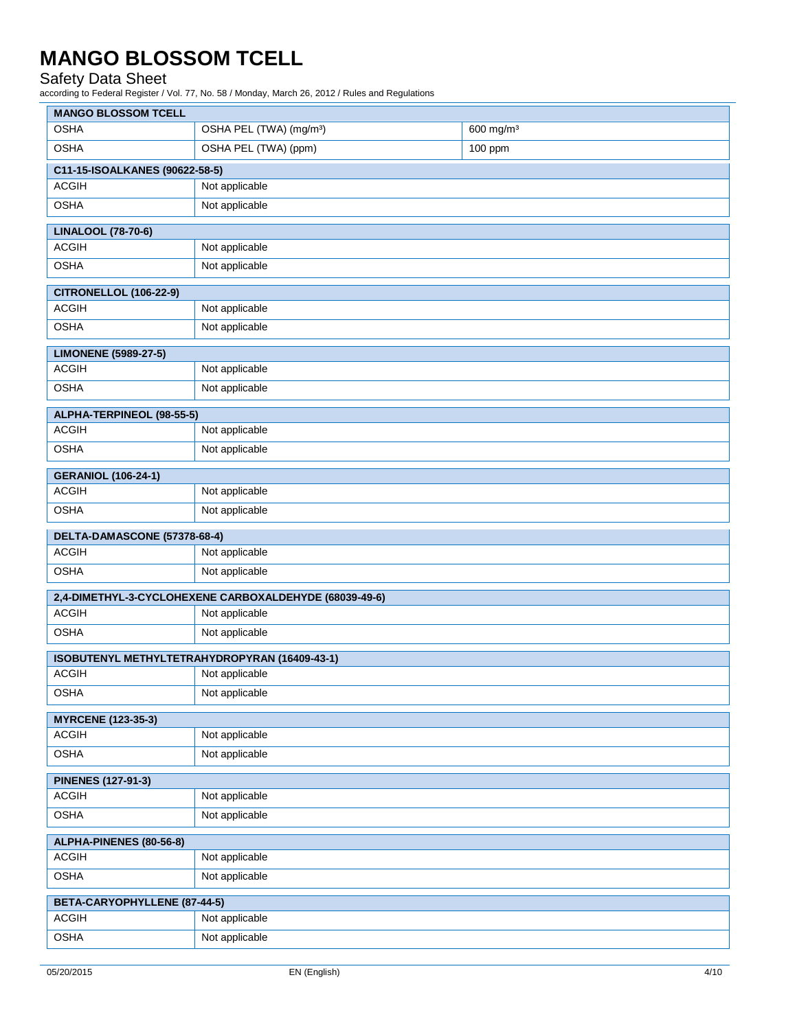| MANGO BLOSSOM TCELL | | |
|---|---|---|
| OSHA | OSHA PEL (TWA) (mg/m³) | 600 mg/m³ |
| OSHA | OSHA PEL (TWA) (ppm) | 100 ppm |

| C11-15-ISOALKANES (90622-58-5) | |
|---|---|
| ACGIH | Not applicable |
| OSHA | Not applicable |

| LINALOOL (78-70-6) | |
|---|---|
| ACGIH | Not applicable |
| OSHA | Not applicable |

| CITRONELLOL (106-22-9) | |
|---|---|
| ACGIH | Not applicable |
| OSHA | Not applicable |

| LIMONENE (5989-27-5) | |
|---|---|
| ACGIH | Not applicable |
| OSHA | Not applicable |

| ALPHA-TERPINEOL (98-55-5) | |
|---|---|
| ACGIH | Not applicable |
| OSHA | Not applicable |

| GERANIOL (106-24-1) | |
|---|---|
| ACGIH | Not applicable |
| OSHA | Not applicable |

| DELTA-DAMASCONE (57378-68-4) | |
|---|---|
| ACGIH | Not applicable |
| OSHA | Not applicable |

| 2,4-DIMETHYL-3-CYCLOHEXENE CARBOXALDEHYDE (68039-49-6) | |
|---|---|
| ACGIH | Not applicable |
| OSHA | Not applicable |

| ISOBUTENYL METHYLTETRAHYDROPYRAN (16409-43-1) | |
|---|---|
| ACGIH | Not applicable |
| OSHA | Not applicable |

| MYRCENE (123-35-3) | |
|---|---|
| ACGIH | Not applicable |
| OSHA | Not applicable |

| PINENES (127-91-3) | |
|---|---|
| ACGIH | Not applicable |
| OSHA | Not applicable |

| ALPHA-PINENES (80-56-8) | |
|---|---|
| ACGIH | Not applicable |
| OSHA | Not applicable |

| BETA-CARYOPHYLLENE (87-44-5) | |
|---|---|
| ACGIH | Not applicable |
| OSHA | Not applicable |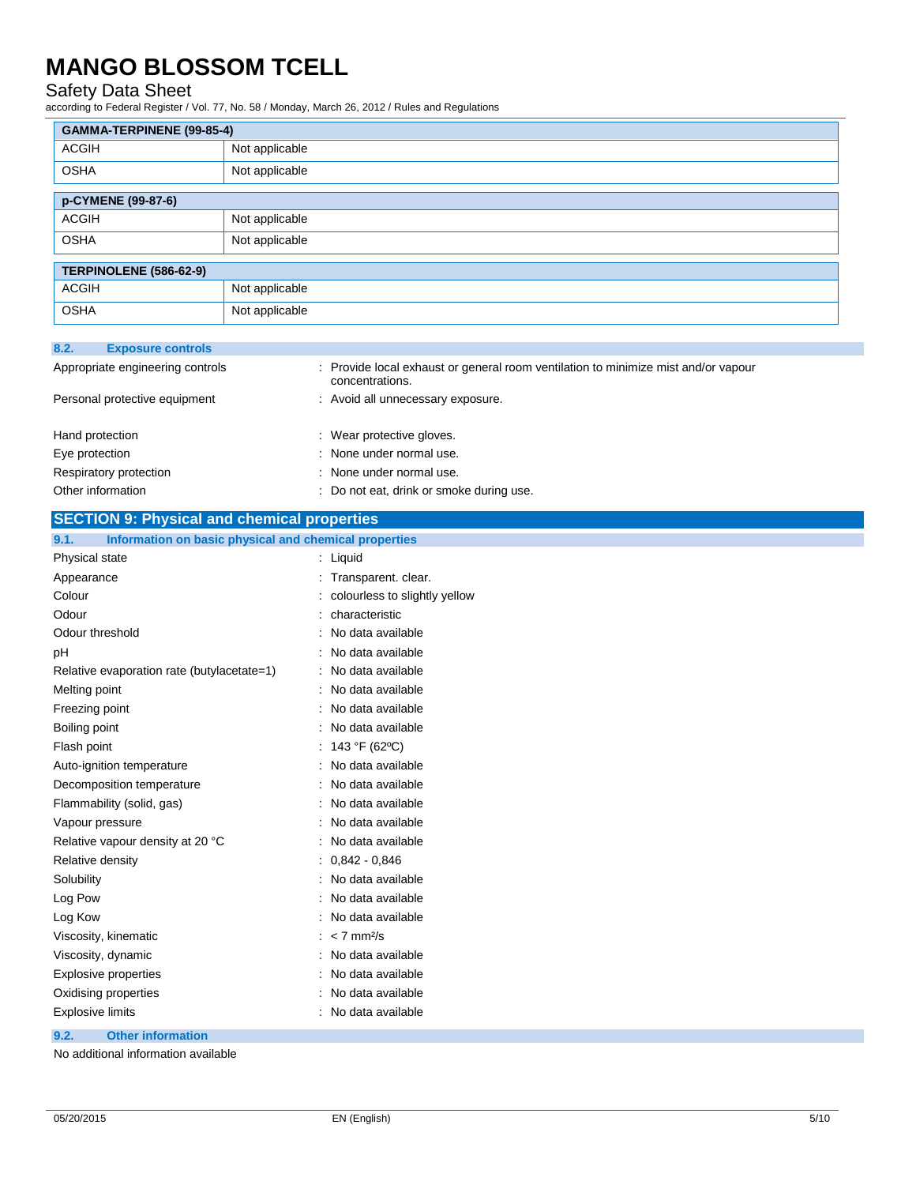| GAMMA-TERPINENE (99-85-4) | |
|---|---|
| ACGIH | Not applicable |
| OSHA | Not applicable |

| p-CYMENE (99-87-6) | |
|---|---|
| ACGIH | Not applicable |
| OSHA | Not applicable |

| TERPINOLENE (586-62-9) | |
|---|---|
| ACGIH | Not applicable |
| OSHA | Not applicable |

### 8.2. Exposure controls

Appropriate engineering controls : Provide local exhaust or general room ventilation to minimize mist and/or vapour concentrations.

Personal protective equipment : Avoid all unnecessary exposure.

Hand protection : Wear protective gloves.

Eye protection : None under normal use.

Respiratory protection : None under normal use.

Other information : Do not eat, drink or smoke during use.

## SECTION 9: Physical and chemical properties

### 9.1. Information on basic physical and chemical properties

Physical state : Liquid

Appearance : Transparent. clear.

Colour : colourless to slightly yellow

Odour : characteristic

Odour threshold : No data available

pH : No data available

Relative evaporation rate (butylacetate=1) : No data available

Melting point : No data available

Freezing point : No data available

Boiling point : No data available

Flash point : 143 °F (62ºC)

Auto-ignition temperature : No data available

Decomposition temperature : No data available

Flammability (solid, gas) : No data available

Vapour pressure : No data available

Relative vapour density at 20 °C : No data available

Relative density : 0,842 - 0,846

Solubility : No data available

Log Pow : No data available

Log Kow : No data available

Viscosity, kinematic : < 7 mm²/s

Viscosity, dynamic : No data available

Explosive properties : No data available

Oxidising properties : No data available

Explosive limits : No data available

### 9.2. Other information

No additional information available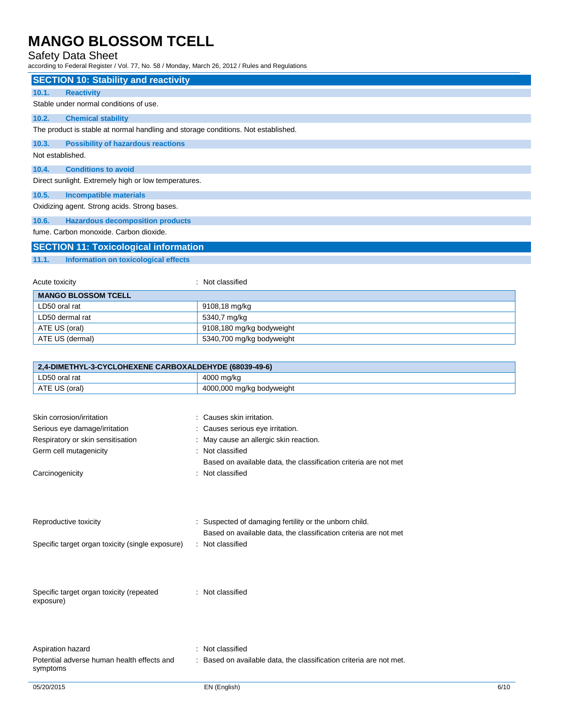## SECTION 10: Stability and reactivity

### 10.1. Reactivity

Stable under normal conditions of use.

### 10.2. Chemical stability

The product is stable at normal handling and storage conditions. Not established.

### 10.3. Possibility of hazardous reactions

Not established.

### 10.4. Conditions to avoid

Direct sunlight. Extremely high or low temperatures.

### 10.5. Incompatible materials

Oxidizing agent. Strong acids. Strong bases.

### 10.6. Hazardous decomposition products

fume. Carbon monoxide. Carbon dioxide.

## SECTION 11: Toxicological information

### 11.1. Information on toxicological effects

Acute toxicity : Not classified

| MANGO BLOSSOM TCELL | |
|---|---|
| LD50 oral rat | 9108,18 mg/kg |
| LD50 dermal rat | 5340,7 mg/kg |
| ATE US (oral) | 9108,180 mg/kg bodyweight |
| ATE US (dermal) | 5340,700 mg/kg bodyweight |

| 2,4-DIMETHYL-3-CYCLOHEXENE CARBOXALDEHYDE (68039-49-6) | |
|---|---|
| LD50 oral rat | 4000 mg/kg |
| ATE US (oral) | 4000,000 mg/kg bodyweight |

Skin corrosion/irritation : Causes skin irritation.

Serious eye damage/irritation : Causes serious eye irritation.

Respiratory or skin sensitisation : May cause an allergic skin reaction.

Germ cell mutagenicity : Not classified

Based on available data, the classification criteria are not met

Carcinogenicity : Not classified

Reproductive toxicity : Suspected of damaging fertility or the unborn child.

Based on available data, the classification criteria are not met

Specific target organ toxicity (single exposure) : Not classified

Specific target organ toxicity (repeated exposure) : Not classified

Aspiration hazard : Not classified

Potential adverse human health effects and symptoms : Based on available data, the classification criteria are not met.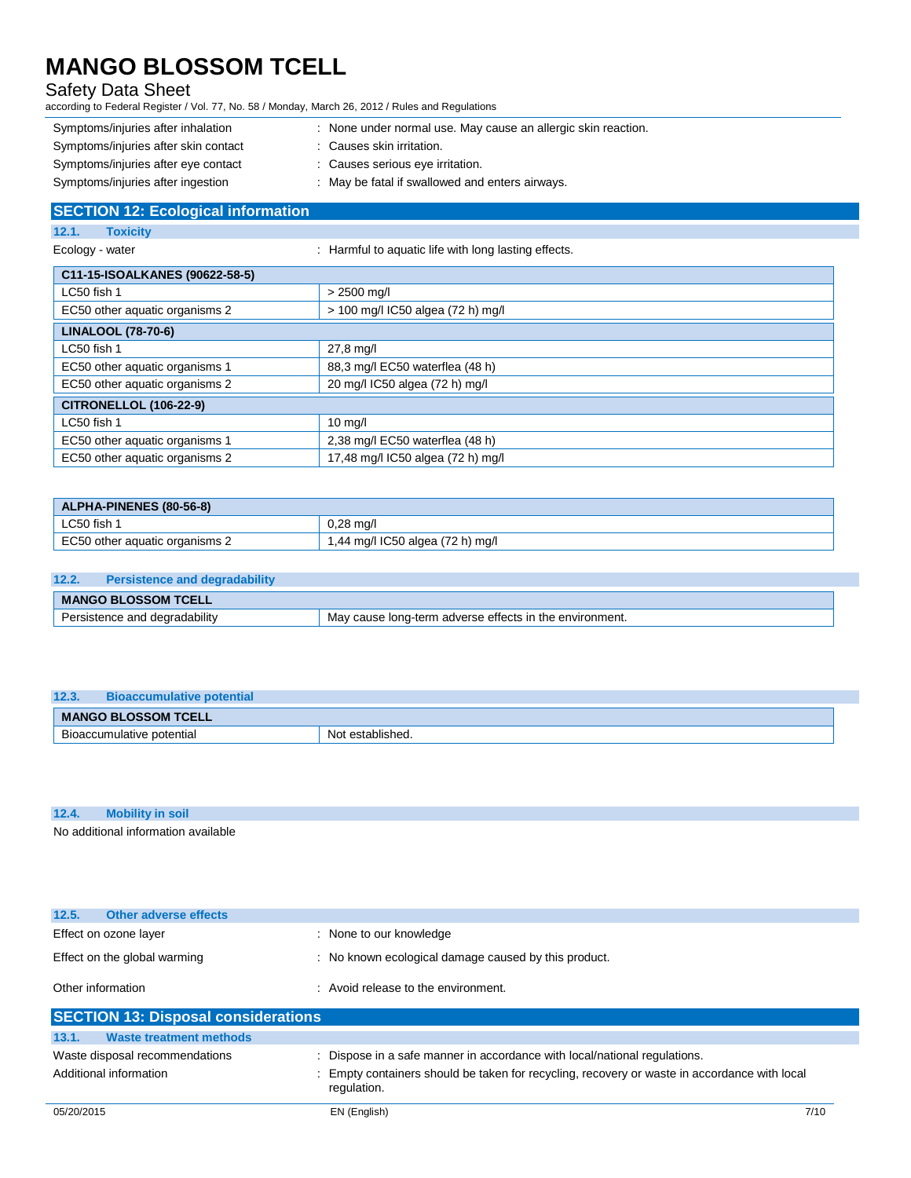| | |
|---|---|
| Symptoms/injuries after inhalation | : None under normal use. May cause an allergic skin reaction. |
| Symptoms/injuries after skin contact | : Causes skin irritation. |
| Symptoms/injuries after eye contact | : Causes serious eye irritation. |
| Symptoms/injuries after ingestion | : May be fatal if swallowed and enters airways. |

## SECTION 12: Ecological information

### 12.1. Toxicity

Ecology - water : Harmful to aquatic life with long lasting effects.

| C11-15-ISOALKANES (90622-58-5) | |
|---|---|
| LC50 fish 1 | > 2500 mg/l |
| EC50 other aquatic organisms 2 | > 100 mg/l IC50 algea (72 h) mg/l |
| **LINALOOL (78-70-6)** | |
| LC50 fish 1 | 27,8 mg/l |
| EC50 other aquatic organisms 1 | 88,3 mg/l EC50 waterflea (48 h) |
| EC50 other aquatic organisms 2 | 20 mg/l IC50 algea (72 h) mg/l |
| **CITRONELLOL (106-22-9)** | |
| LC50 fish 1 | 10 mg/l |
| EC50 other aquatic organisms 1 | 2,38 mg/l EC50 waterflea (48 h) |
| EC50 other aquatic organisms 2 | 17,48 mg/l IC50 algea (72 h) mg/l |
| **ALPHA-PINENES (80-56-8)** | |
| LC50 fish 1 | 0,28 mg/l |
| EC50 other aquatic organisms 2 | 1,44 mg/l IC50 algea (72 h) mg/l |

### 12.2. Persistence and degradability

| MANGO BLOSSOM TCELL | |
|---|---|
| Persistence and degradability | May cause long-term adverse effects in the environment. |

### 12.3. Bioaccumulative potential

| MANGO BLOSSOM TCELL | |
|---|---|
| Bioaccumulative potential | Not established. |

### 12.4. Mobility in soil

No additional information available

### 12.5. Other adverse effects

| | |
|---|---|
| Effect on ozone layer | : None to our knowledge |
| Effect on the global warming | : No known ecological damage caused by this product. |
| Other information | : Avoid release to the environment. |

## SECTION 13: Disposal considerations

### 13.1. Waste treatment methods

| | |
|---|---|
| Waste disposal recommendations | : Dispose in a safe manner in accordance with local/national regulations. |
| Additional information | : Empty containers should be taken for recycling, recovery or waste in accordance with local regulation. |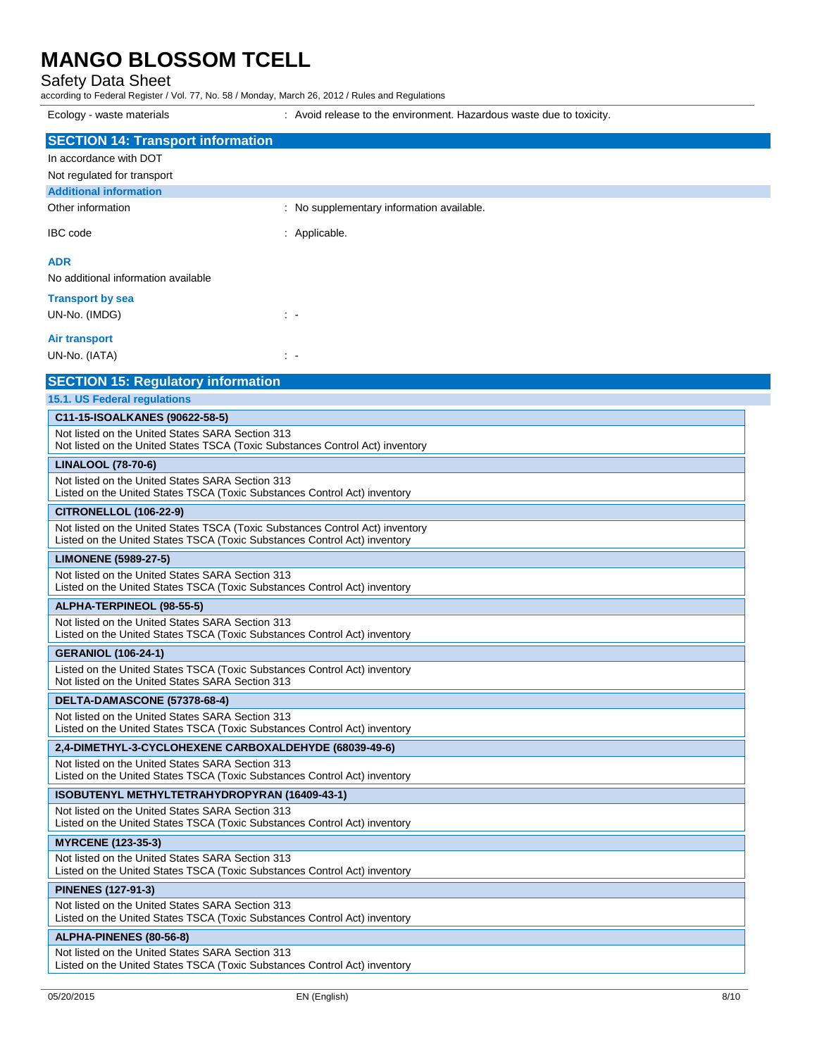| | |
|---|---|
| Ecology - waste materials | : Avoid release to the environment. Hazardous waste due to toxicity. |

## SECTION 14: Transport information

In accordance with DOT

Not regulated for transport

### Additional information

| | |
|---|---|
| Other information | : No supplementary information available. |
| IBC code | : Applicable. |

**ADR**

No additional information available

**Transport by sea**

| | |
|---|---|
| UN-No. (IMDG) | : - |

**Air transport**

| | |
|---|---|
| UN-No. (IATA) | : - |

## SECTION 15: Regulatory information

### 15.1. US Federal regulations

**C11-15-ISOALKANES (90622-58-5)**

Not listed on the United States SARA Section 313
Not listed on the United States TSCA (Toxic Substances Control Act) inventory

**LINALOOL (78-70-6)**

Not listed on the United States SARA Section 313
Listed on the United States TSCA (Toxic Substances Control Act) inventory

**CITRONELLOL (106-22-9)**

Not listed on the United States TSCA (Toxic Substances Control Act) inventory
Listed on the United States TSCA (Toxic Substances Control Act) inventory

**LIMONENE (5989-27-5)**

Not listed on the United States SARA Section 313
Listed on the United States TSCA (Toxic Substances Control Act) inventory

**ALPHA-TERPINEOL (98-55-5)**

Not listed on the United States SARA Section 313
Listed on the United States TSCA (Toxic Substances Control Act) inventory

**GERANIOL (106-24-1)**

Listed on the United States TSCA (Toxic Substances Control Act) inventory
Not listed on the United States SARA Section 313

**DELTA-DAMASCONE (57378-68-4)**

Not listed on the United States SARA Section 313
Listed on the United States TSCA (Toxic Substances Control Act) inventory

**2,4-DIMETHYL-3-CYCLOHEXENE CARBOXALDEHYDE (68039-49-6)**

Not listed on the United States SARA Section 313
Listed on the United States TSCA (Toxic Substances Control Act) inventory

**ISOBUTENYL METHYLTETRAHYDROPYRAN (16409-43-1)**

Not listed on the United States SARA Section 313
Listed on the United States TSCA (Toxic Substances Control Act) inventory

**MYRCENE (123-35-3)**

Not listed on the United States SARA Section 313
Listed on the United States TSCA (Toxic Substances Control Act) inventory

**PINENES (127-91-3)**

Not listed on the United States SARA Section 313
Listed on the United States TSCA (Toxic Substances Control Act) inventory

**ALPHA-PINENES (80-56-8)**

Not listed on the United States SARA Section 313
Listed on the United States TSCA (Toxic Substances Control Act) inventory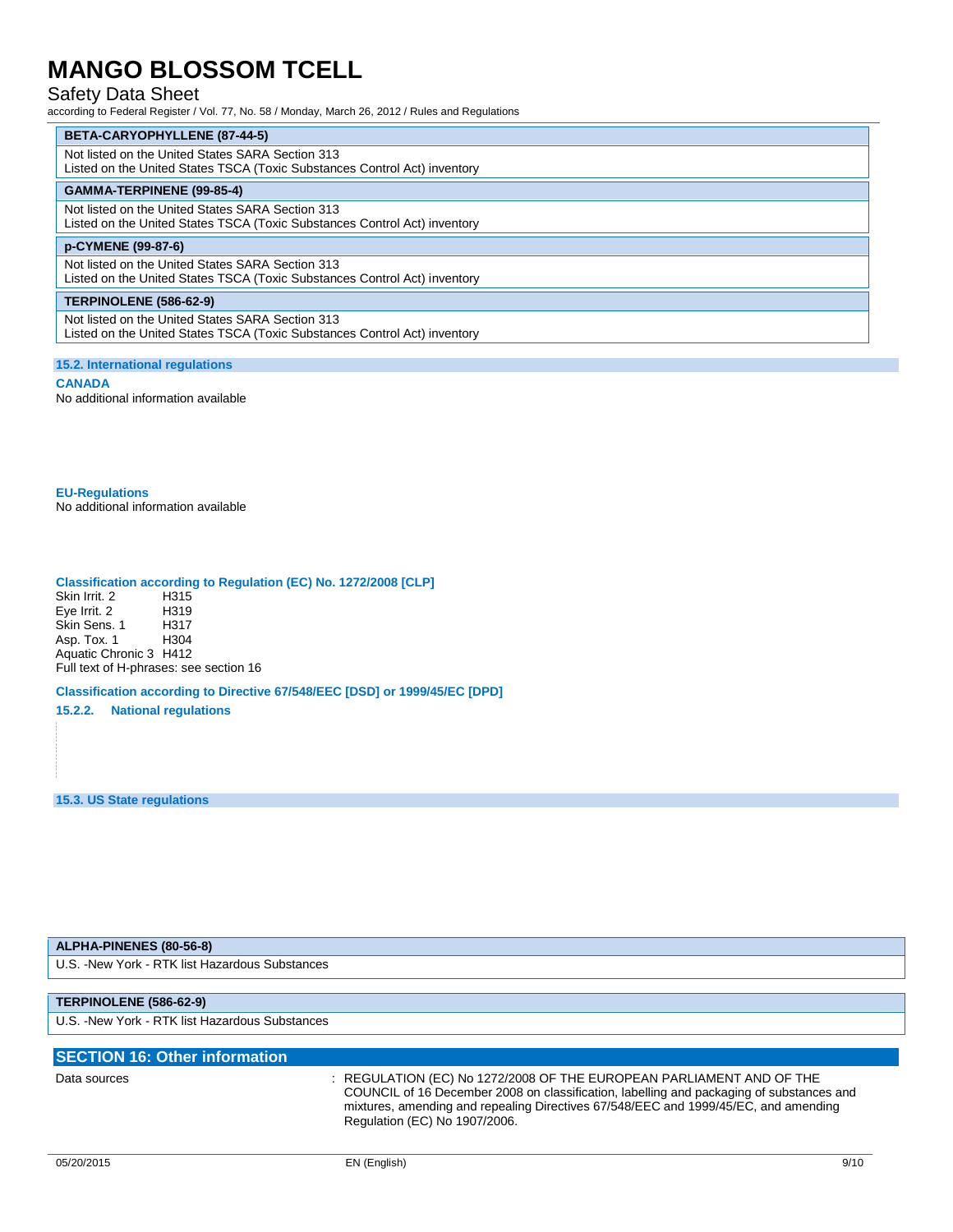| BETA-CARYOPHYLLENE (87-44-5) |
|---|
| Not listed on the United States SARA Section 313<br>Listed on the United States TSCA (Toxic Substances Control Act) inventory |

| GAMMA-TERPINENE (99-85-4) |
|---|
| Not listed on the United States SARA Section 313<br>Listed on the United States TSCA (Toxic Substances Control Act) inventory |

| p-CYMENE (99-87-6) |
|---|
| Not listed on the United States SARA Section 313<br>Listed on the United States TSCA (Toxic Substances Control Act) inventory |

| TERPINOLENE (586-62-9) |
|---|
| Not listed on the United States SARA Section 313<br>Listed on the United States TSCA (Toxic Substances Control Act) inventory |

### 15.2. International regulations

**CANADA**

No additional information available

**EU-Regulations**

No additional information available

**Classification according to Regulation (EC) No. 1272/2008 [CLP]**

Skin Irrit. 2 H315
Eye Irrit. 2 H319
Skin Sens. 1 H317
Asp. Tox. 1 H304
Aquatic Chronic 3 H412
Full text of H-phrases: see section 16

**Classification according to Directive 67/548/EEC [DSD] or 1999/45/EC [DPD]**

**15.2.2. National regulations**

### 15.3. US State regulations

| ALPHA-PINENES (80-56-8) |
|---|
| U.S. -New York - RTK list Hazardous Substances |

| TERPINOLENE (586-62-9) |
|---|
| U.S. -New York - RTK list Hazardous Substances |

## SECTION 16: Other information

Data sources : REGULATION (EC) No 1272/2008 OF THE EUROPEAN PARLIAMENT AND OF THE COUNCIL of 16 December 2008 on classification, labelling and packaging of substances and mixtures, amending and repealing Directives 67/548/EEC and 1999/45/EC, and amending Regulation (EC) No 1907/2006.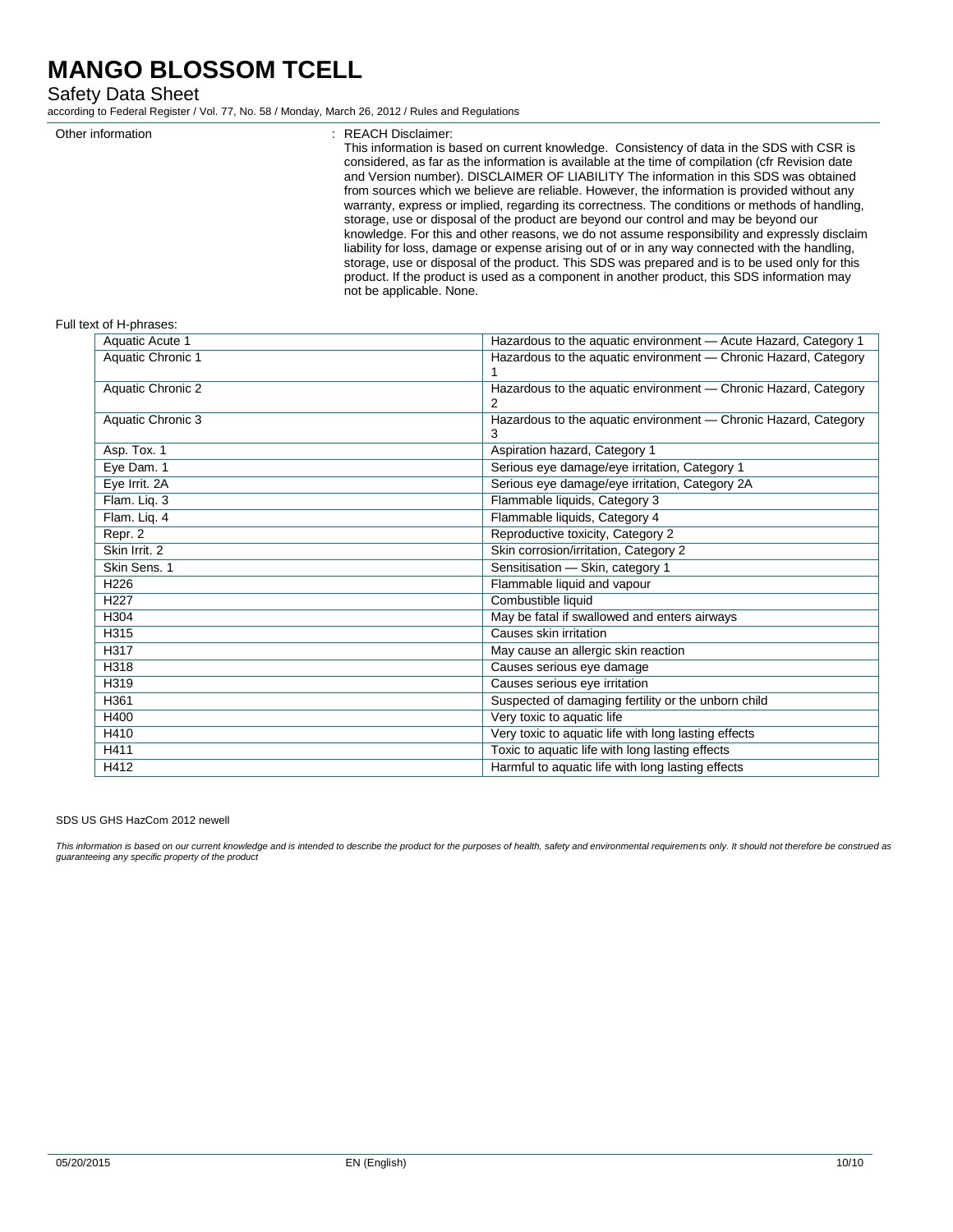Other information : REACH Disclaimer:
This information is based on current knowledge. Consistency of data in the SDS with CSR is considered, as far as the information is available at the time of compilation (cfr Revision date and Version number). DISCLAIMER OF LIABILITY The information in this SDS was obtained from sources which we believe are reliable. However, the information is provided without any warranty, express or implied, regarding its correctness. The conditions or methods of handling, storage, use or disposal of the product are beyond our control and may be beyond our knowledge. For this and other reasons, we do not assume responsibility and expressly disclaim liability for loss, damage or expense arising out of or in any way connected with the handling, storage, use or disposal of the product. This SDS was prepared and is to be used only for this product. If the product is used as a component in another product, this SDS information may not be applicable. None.

Full text of H-phrases:

| | |
|---|---|
| Aquatic Acute 1 | Hazardous to the aquatic environment — Acute Hazard, Category 1 |
| Aquatic Chronic 1 | Hazardous to the aquatic environment — Chronic Hazard, Category 1 |
| Aquatic Chronic 2 | Hazardous to the aquatic environment — Chronic Hazard, Category 2 |
| Aquatic Chronic 3 | Hazardous to the aquatic environment — Chronic Hazard, Category 3 |
| Asp. Tox. 1 | Aspiration hazard, Category 1 |
| Eye Dam. 1 | Serious eye damage/eye irritation, Category 1 |
| Eye Irrit. 2A | Serious eye damage/eye irritation, Category 2A |
| Flam. Liq. 3 | Flammable liquids, Category 3 |
| Flam. Liq. 4 | Flammable liquids, Category 4 |
| Repr. 2 | Reproductive toxicity, Category 2 |
| Skin Irrit. 2 | Skin corrosion/irritation, Category 2 |
| Skin Sens. 1 | Sensitisation — Skin, category 1 |
| H226 | Flammable liquid and vapour |
| H227 | Combustible liquid |
| H304 | May be fatal if swallowed and enters airways |
| H315 | Causes skin irritation |
| H317 | May cause an allergic skin reaction |
| H318 | Causes serious eye damage |
| H319 | Causes serious eye irritation |
| H361 | Suspected of damaging fertility or the unborn child |
| H400 | Very toxic to aquatic life |
| H410 | Very toxic to aquatic life with long lasting effects |
| H411 | Toxic to aquatic life with long lasting effects |
| H412 | Harmful to aquatic life with long lasting effects |

SDS US GHS HazCom 2012 newell

*This information is based on our current knowledge and is intended to describe the product for the purposes of health, safety and environmental requirements only. It should not therefore be construed as guaranteeing any specific property of the product*